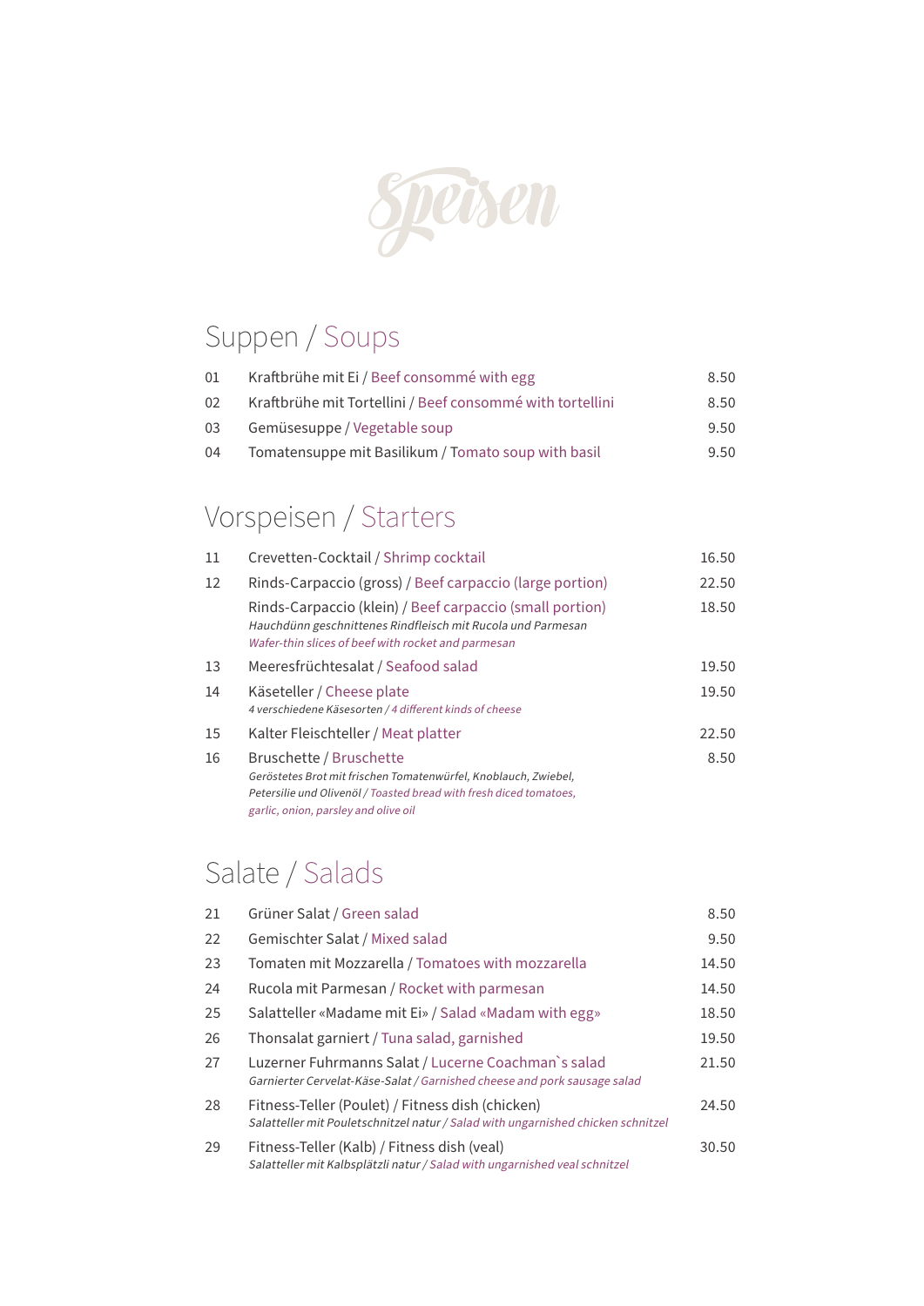# Speisen

## Suppen / Soups

| | | |
|---|---|---|
| 01 | Kraftbrühe mit Ei / Beef consommé with egg | 8.50 |
| 02 | Kraftbrühe mit Tortellini / Beef consommé with tortellini | 8.50 |
| 03 | Gemüsesuppe / Vegetable soup | 9.50 |
| 04 | Tomatensuppe mit Basilikum / Tomato soup with basil | 9.50 |

## Vorspeisen / Starters

| | | |
|---|---|---|
| 11 | Crevetten-Cocktail / Shrimp cocktail | 16.50 |
| 12 | Rinds-Carpaccio (gross) / Beef carpaccio (large portion) | 22.50 |
| | Rinds-Carpaccio (klein) / Beef carpaccio (small portion)<br>*Hauchdünn geschnittenes Rindfleisch mit Rucola und Parmesan*<br>*Wafer-thin slices of beef with rocket and parmesan* | 18.50 |
| 13 | Meeresfrüchtesalat / Seafood salad | 19.50 |
| 14 | Käseteller / Cheese plate<br>*4 verschiedene Käsesorten / 4 different kinds of cheese* | 19.50 |
| 15 | Kalter Fleischteller / Meat platter | 22.50 |
| 16 | Bruschette / Bruschette<br>*Geröstetes Brot mit frischen Tomatenwürfel, Knoblauch, Zwiebel, Petersilie und Olivenöl / Toasted bread with fresh diced tomatoes, garlic, onion, parsley and olive oil* | 8.50 |

## Salate / Salads

| | | |
|---|---|---|
| 21 | Grüner Salat / Green salad | 8.50 |
| 22 | Gemischter Salat / Mixed salad | 9.50 |
| 23 | Tomaten mit Mozzarella / Tomatoes with mozzarella | 14.50 |
| 24 | Rucola mit Parmesan / Rocket with parmesan | 14.50 |
| 25 | Salatteller «Madame mit Ei» / Salad «Madam with egg» | 18.50 |
| 26 | Thonsalat garniert / Tuna salad, garnished | 19.50 |
| 27 | Luzerner Fuhrmanns Salat / Lucerne Coachman`s salad<br>*Garnierter Cervelat-Käse-Salat / Garnished cheese and pork sausage salad* | 21.50 |
| 28 | Fitness-Teller (Poulet) / Fitness dish (chicken)<br>*Salatteller mit Pouletschnitzel natur / Salad with ungarnished chicken schnitzel* | 24.50 |
| 29 | Fitness-Teller (Kalb) / Fitness dish (veal)<br>*Salatteller mit Kalbsplätzli natur / Salad with ungarnished veal schnitzel* | 30.50 |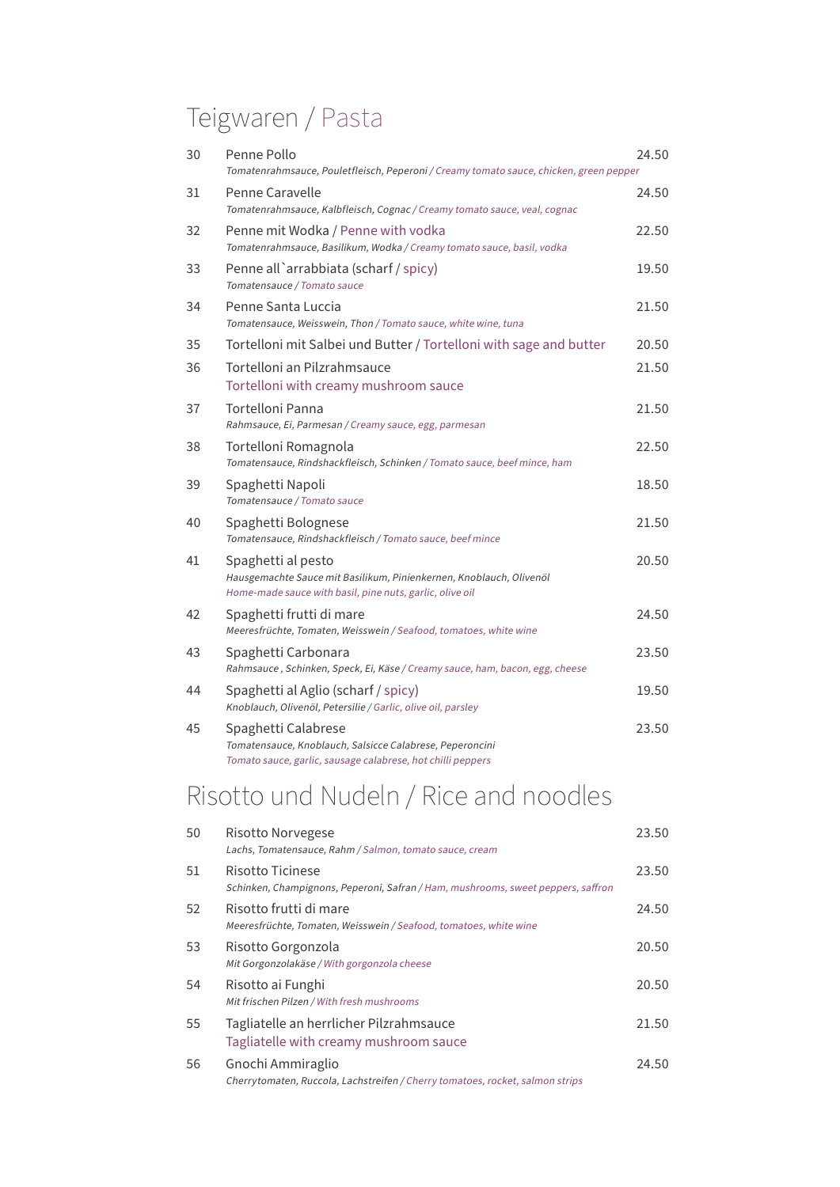# Teigwaren / Pasta

| Nr. | Gericht | Preis |
|---|---|---|
| 30 | Penne Pollo<br>*Tomatenrahmsauce, Pouletfleisch, Peperoni / Creamy tomato sauce, chicken, green pepper* | 24.50 |
| 31 | Penne Caravelle<br>*Tomatenrahmsauce, Kalbfleisch, Cognac / Creamy tomato sauce, veal, cognac* | 24.50 |
| 32 | Penne mit Wodka / Penne with vodka<br>*Tomatenrahmsauce, Basilikum, Wodka / Creamy tomato sauce, basil, vodka* | 22.50 |
| 33 | Penne all`arrabbiata (scharf / spicy)<br>*Tomatensauce / Tomato sauce* | 19.50 |
| 34 | Penne Santa Luccia<br>*Tomatensauce, Weisswein, Thon / Tomato sauce, white wine, tuna* | 21.50 |
| 35 | Tortelloni mit Salbei und Butter / Tortelloni with sage and butter | 20.50 |
| 36 | Tortelloni an Pilzrahmsauce<br>Tortelloni with creamy mushroom sauce | 21.50 |
| 37 | Tortelloni Panna<br>*Rahmsauce, Ei, Parmesan / Creamy sauce, egg, parmesan* | 21.50 |
| 38 | Tortelloni Romagnola<br>*Tomatensauce, Rindshackfleisch, Schinken / Tomato sauce, beef mince, ham* | 22.50 |
| 39 | Spaghetti Napoli<br>*Tomatensauce / Tomato sauce* | 18.50 |
| 40 | Spaghetti Bolognese<br>*Tomatensauce, Rindshackfleisch / Tomato sauce, beef mince* | 21.50 |
| 41 | Spaghetti al pesto<br>*Hausgemachte Sauce mit Basilikum, Pinienkernen, Knoblauch, Olivenöl*<br>*Home-made sauce with basil, pine nuts, garlic, olive oil* | 20.50 |
| 42 | Spaghetti frutti di mare<br>*Meeresfrüchte, Tomaten, Weisswein / Seafood, tomatoes, white wine* | 24.50 |
| 43 | Spaghetti Carbonara<br>*Rahmsauce , Schinken, Speck, Ei, Käse / Creamy sauce, ham, bacon, egg, cheese* | 23.50 |
| 44 | Spaghetti al Aglio (scharf / spicy)<br>*Knoblauch, Olivenöl, Petersilie / Garlic, olive oil, parsley* | 19.50 |
| 45 | Spaghetti Calabrese<br>*Tomatensauce, Knoblauch, Salsicce Calabrese, Peperoncini*<br>*Tomato sauce, garlic, sausage calabrese, hot chilli peppers* | 23.50 |

# Risotto und Nudeln / Rice and noodles

| Nr. | Gericht | Preis |
|---|---|---|
| 50 | Risotto Norvegese<br>*Lachs, Tomatensauce, Rahm / Salmon, tomato sauce, cream* | 23.50 |
| 51 | Risotto Ticinese<br>*Schinken, Champignons, Peperoni, Safran / Ham, mushrooms, sweet peppers, saffron* | 23.50 |
| 52 | Risotto frutti di mare<br>*Meeresfrüchte, Tomaten, Weisswein / Seafood, tomatoes, white wine* | 24.50 |
| 53 | Risotto Gorgonzola<br>*Mit Gorgonzolakäse / With gorgonzola cheese* | 20.50 |
| 54 | Risotto ai Funghi<br>*Mit frischen Pilzen / With fresh mushrooms* | 20.50 |
| 55 | Tagliatelle an herrlicher Pilzrahmsauce<br>Tagliatelle with creamy mushroom sauce | 21.50 |
| 56 | Gnochi Ammiraglio<br>*Cherrytomaten, Ruccola, Lachstreifen / Cherry tomatoes, rocket, salmon strips* | 24.50 |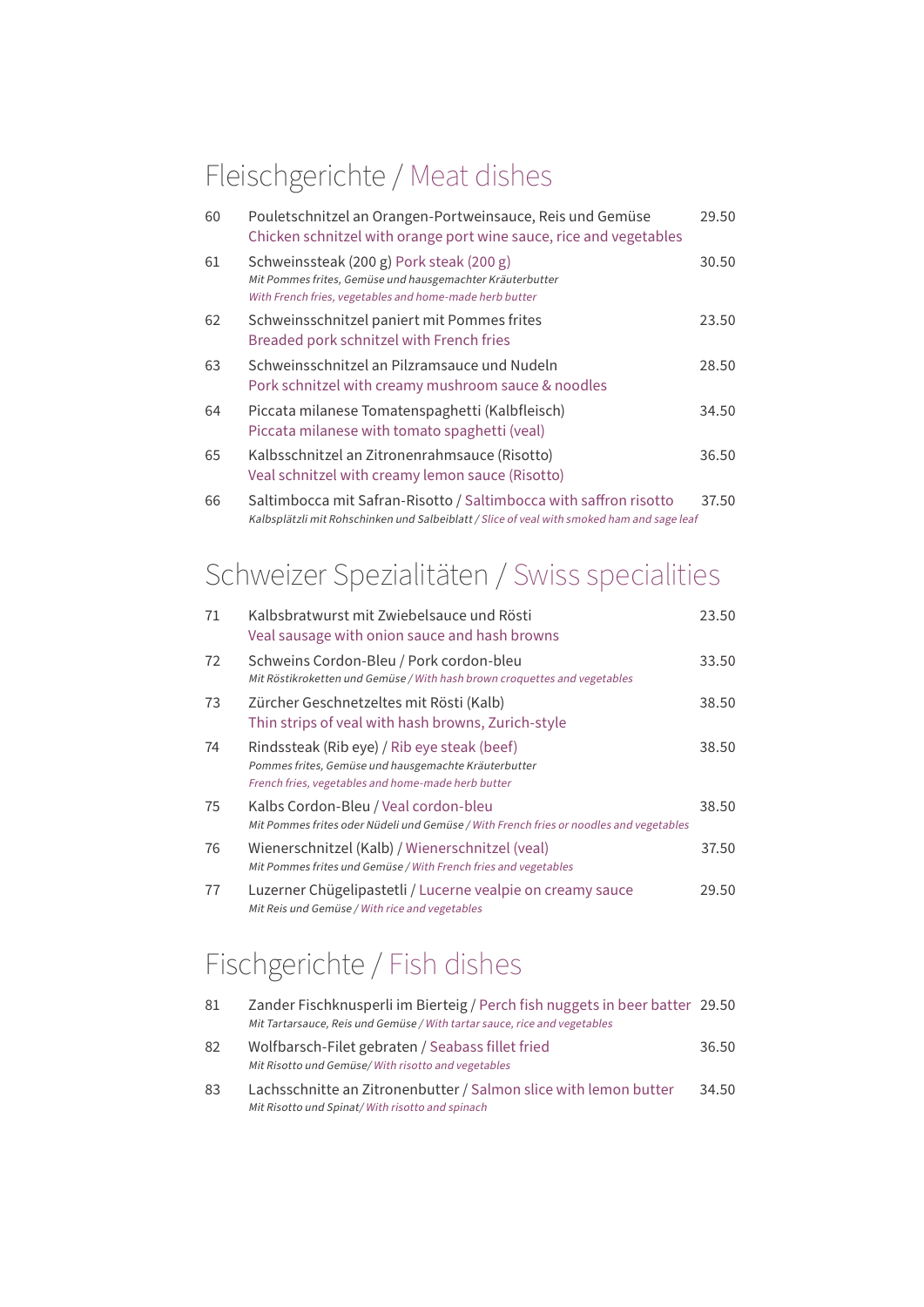## Fleischgerichte / Meat dishes

| | | |
|---|---|---|
| 60 | Pouletschnitzel an Orangen-Portweinsauce, Reis und Gemüse<br>Chicken schnitzel with orange port wine sauce, rice and vegetables | 29.50 |
| 61 | Schweinssteak (200 g) Pork steak (200 g)<br>*Mit Pommes frites, Gemüse und hausgemachter Kräuterbutter*<br>*With French fries, vegetables and home-made herb butter* | 30.50 |
| 62 | Schweinsschnitzel paniert mit Pommes frites<br>Breaded pork schnitzel with French fries | 23.50 |
| 63 | Schweinsschnitzel an Pilzramsauce und Nudeln<br>Pork schnitzel with creamy mushroom sauce & noodles | 28.50 |
| 64 | Piccata milanese Tomatenspaghetti (Kalbfleisch)<br>Piccata milanese with tomato spaghetti (veal) | 34.50 |
| 65 | Kalbsschnitzel an Zitronenrahmsauce (Risotto)<br>Veal schnitzel with creamy lemon sauce (Risotto) | 36.50 |
| 66 | Saltimbocca mit Safran-Risotto / Saltimbocca with saffron risotto<br>*Kalbsplätzli mit Rohschinken und Salbeiblatt / Slice of veal with smoked ham and sage leaf* | 37.50 |

## Schweizer Spezialitäten / Swiss specialities

| | | |
|---|---|---|
| 71 | Kalbsbratwurst mit Zwiebelsauce und Rösti<br>Veal sausage with onion sauce and hash browns | 23.50 |
| 72 | Schweins Cordon-Bleu / Pork cordon-bleu<br>*Mit Röstikroketten und Gemüse / With hash brown croquettes and vegetables* | 33.50 |
| 73 | Zürcher Geschnetzeltes mit Rösti (Kalb)<br>Thin strips of veal with hash browns, Zurich-style | 38.50 |
| 74 | Rindssteak (Rib eye) / Rib eye steak (beef)<br>*Pommes frites, Gemüse und hausgemachte Kräuterbutter*<br>*French fries, vegetables and home-made herb butter* | 38.50 |
| 75 | Kalbs Cordon-Bleu / Veal cordon-bleu<br>*Mit Pommes frites oder Nüdeli und Gemüse / With French fries or noodles and vegetables* | 38.50 |
| 76 | Wienerschnitzel (Kalb) / Wienerschnitzel (veal)<br>*Mit Pommes frites und Gemüse / With French fries and vegetables* | 37.50 |
| 77 | Luzerner Chügelipastetli / Lucerne vealpie on creamy sauce<br>*Mit Reis und Gemüse / With rice and vegetables* | 29.50 |

## Fischgerichte / Fish dishes

| | | |
|---|---|---|
| 81 | Zander Fischknusperli im Bierteig / Perch fish nuggets in beer batter<br>*Mit Tartarsauce, Reis und Gemüse / With tartar sauce, rice and vegetables* | 29.50 |
| 82 | Wolfbarsch-Filet gebraten / Seabass fillet fried<br>*Mit Risotto und Gemüse/ With risotto and vegetables* | 36.50 |
| 83 | Lachsschnitte an Zitronenbutter / Salmon slice with lemon butter<br>*Mit Risotto und Spinat/ With risotto and spinach* | 34.50 |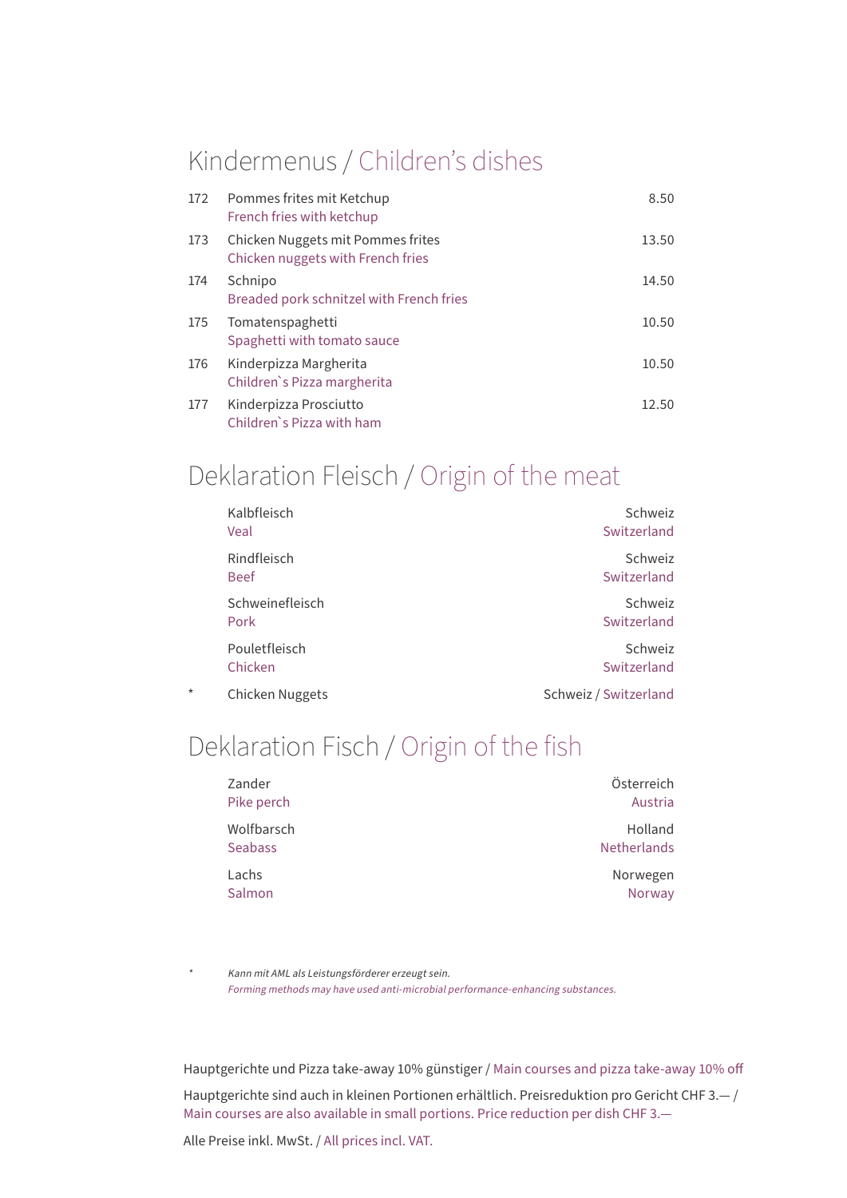## Kindermenus / Children's dishes

| | | |
|---|---|---|
| 172 | Pommes frites mit Ketchup<br>French fries with ketchup | 8.50 |
| 173 | Chicken Nuggets mit Pommes frites<br>Chicken nuggets with French fries | 13.50 |
| 174 | Schnipo<br>Breaded pork schnitzel with French fries | 14.50 |
| 175 | Tomatenspaghetti<br>Spaghetti with tomato sauce | 10.50 |
| 176 | Kinderpizza Margherita<br>Children`s Pizza margherita | 10.50 |
| 177 | Kinderpizza Prosciutto<br>Children`s Pizza with ham | 12.50 |

## Deklaration Fleisch / Origin of the meat

| | | |
|---|---|---|
| | Kalbfleisch<br>Veal | Schweiz<br>Switzerland |
| | Rindfleisch<br>Beef | Schweiz<br>Switzerland |
| | Schweinefleisch<br>Pork | Schweiz<br>Switzerland |
| | Pouletfleisch<br>Chicken | Schweiz<br>Switzerland |
| * | Chicken Nuggets | Schweiz / Switzerland |

## Deklaration Fisch / Origin of the fish

| | |
|---|---|
| Zander<br>Pike perch | Österreich<br>Austria |
| Wolfbarsch<br>Seabass | Holland<br>Netherlands |
| Lachs<br>Salmon | Norwegen<br>Norway |

\* *Kann mit AML als Leistungsförderer erzeugt sein.*
*Forming methods may have used anti-microbial performance-enhancing substances.*

Hauptgerichte und Pizza take-away 10% günstiger / Main courses and pizza take-away 10% off

Hauptgerichte sind auch in kleinen Portionen erhältlich. Preisreduktion pro Gericht CHF 3.— / Main courses are also available in small portions. Price reduction per dish CHF 3.—

Alle Preise inkl. MwSt. / All prices incl. VAT.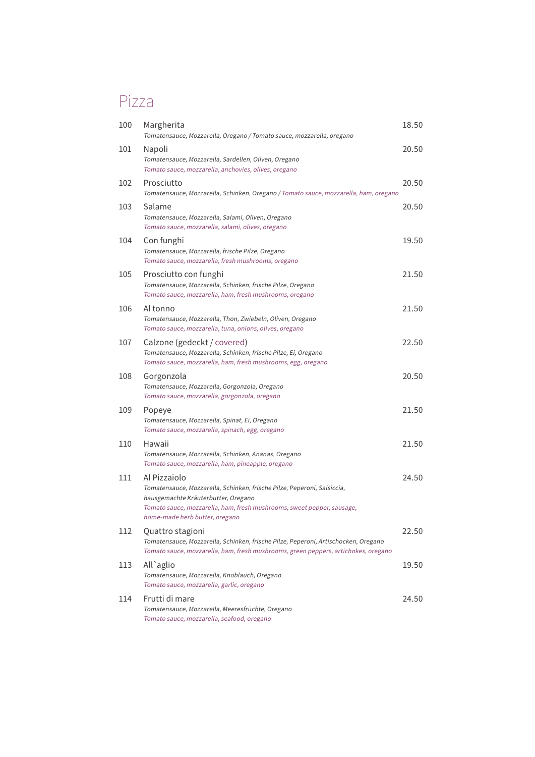# Pizza

| | | |
|---|---|---|
| 100 | Margherita<br>*Tomatensauce, Mozzarella, Oregano / Tomato sauce, mozzarella, oregano* | 18.50 |
| 101 | Napoli<br>*Tomatensauce, Mozzarella, Sardellen, Oliven, Oregano*<br>*Tomato sauce, mozzarella, anchovies, olives, oregano* | 20.50 |
| 102 | Prosciutto<br>*Tomatensauce, Mozzarella, Schinken, Oregano / Tomato sauce, mozzarella, ham, oregano* | 20.50 |
| 103 | Salame<br>*Tomatensauce, Mozzarella, Salami, Oliven, Oregano*<br>*Tomato sauce, mozzarella, salami, olives, oregano* | 20.50 |
| 104 | Con funghi<br>*Tomatensauce, Mozzarella, frische Pilze, Oregano*<br>*Tomato sauce, mozzarella, fresh mushrooms, oregano* | 19.50 |
| 105 | Prosciutto con funghi<br>*Tomatensauce, Mozzarella, Schinken, frische Pilze, Oregano*<br>*Tomato sauce, mozzarella, ham, fresh mushrooms, oregano* | 21.50 |
| 106 | Al tonno<br>*Tomatensauce, Mozzarella, Thon, Zwiebeln, Oliven, Oregano*<br>*Tomato sauce, mozzarella, tuna, onions, olives, oregano* | 21.50 |
| 107 | Calzone (gedeckt / covered)<br>*Tomatensauce, Mozzarella, Schinken, frische Pilze, Ei, Oregano*<br>*Tomato sauce, mozzarella, ham, fresh mushrooms, egg, oregano* | 22.50 |
| 108 | Gorgonzola<br>*Tomatensauce, Mozzarella, Gorgonzola, Oregano*<br>*Tomato sauce, mozzarella, gorgonzola, oregano* | 20.50 |
| 109 | Popeye<br>*Tomatensauce, Mozzarella, Spinat, Ei, Oregano*<br>*Tomato sauce, mozzarella, spinach, egg, oregano* | 21.50 |
| 110 | Hawaii<br>*Tomatensauce, Mozzarella, Schinken, Ananas, Oregano*<br>*Tomato sauce, mozzarella, ham, pineapple, oregano* | 21.50 |
| 111 | Al Pizzaiolo<br>*Tomatensauce, Mozzarella, Schinken, frische Pilze, Peperoni, Salsiccia, hausgemachte Kräuterbutter, Oregano*<br>*Tomato sauce, mozzarella, ham, fresh mushrooms, sweet pepper, sausage, home-made herb butter, oregano* | 24.50 |
| 112 | Quattro stagioni<br>*Tomatensauce, Mozzarella, Schinken, frische Pilze, Peperoni, Artischocken, Oregano*<br>*Tomato sauce, mozzarella, ham, fresh mushrooms, green peppers, artichokes, oregano* | 22.50 |
| 113 | All`aglio<br>*Tomatensauce, Mozzarella, Knoblauch, Oregano*<br>*Tomato sauce, mozzarella, garlic, oregano* | 19.50 |
| 114 | Frutti di mare<br>*Tomatensauce, Mozzarella, Meeresfrüchte, Oregano*<br>*Tomato sauce, mozzarella, seafood, oregano* | 24.50 |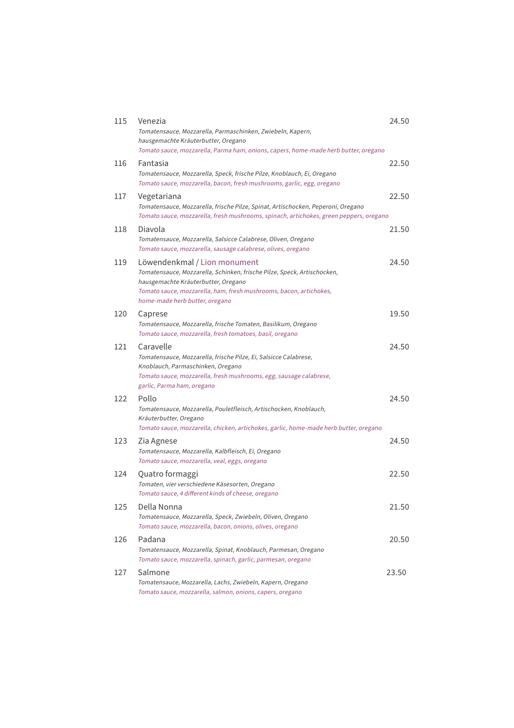115 Venezia 24.50
*Tomatensauce, Mozzarella, Parmaschinken, Zwiebeln, Kapern, hausgemachte Kräuterbutter, Oregano*
*Tomato sauce, mozzarella, Parma ham, onions, capers, home-made herb butter, oregano*

116 Fantasia 22.50
*Tomatensauce, Mozzarella, Speck, frische Pilze, Knoblauch, Ei, Oregano*
*Tomato sauce, mozzarella, bacon, fresh mushrooms, garlic, egg, oregano*

117 Vegetariana 22.50
*Tomatensauce, Mozzarella, frische Pilze, Spinat, Artischocken, Peperoni, Oregano*
*Tomato sauce, mozzarella, fresh mushrooms, spinach, artichokes, green peppers, oregano*

118 Diavola 21.50
*Tomatensauce, Mozzarella, Salsicce Calabrese, Oliven, Oregano*
*Tomato sauce, mozzarella, sausage calabrese, olives, oregano*

119 Löwendenkmal / Lion monument 24.50
*Tomatensauce, Mozzarella, Schinken, frische Pilze, Speck, Artischocken, hausgemachte Kräuterbutter, Oregano*
*Tomato sauce, mozzarella, ham, fresh mushrooms, bacon, artichokes, home-made herb butter, oregano*

120 Caprese 19.50
*Tomatensauce, Mozzarella, frische Tomaten, Basilikum, Oregano*
*Tomato sauce, mozzarella, fresh tomatoes, basil, oregano*

121 Caravelle 24.50
*Tomatensauce, Mozzarella, frische Pilze, Ei, Salsicce Calabrese, Knoblauch, Parmaschinken, Oregano*
*Tomato sauce, mozzarella, fresh mushrooms, egg, sausage calabrese, garlic, Parma ham, oregano*

122 Pollo 24.50
*Tomatensauce, Mozzarella, Pouletfleisch, Artischocken, Knoblauch, Kräuterbutter, Oregano*
*Tomato sauce, mozzarella, chicken, artichokes, garlic, home-made herb butter, oregano*

123 Zia Agnese 24.50
*Tomatensauce, Mozzarella, Kalbfleisch, Ei, Oregano*
*Tomato sauce, mozzarella, veal, eggs, oregano*

124 Quatro formaggi 22.50
*Tomaten, vier verschiedene Käsesorten, Oregano*
*Tomato sauce, 4 different kinds of cheese, oregano*

125 Della Nonna 21.50
*Tomatensauce, Mozzarella, Speck, Zwiebeln, Oliven, Oregano*
*Tomato sauce, mozzarella, bacon, onions, olives, oregano*

126 Padana 20.50
*Tomatensauce, Mozzarella, Spinat, Knoblauch, Parmesan, Oregano*
*Tomato sauce, mozzarella, spinach, garlic, parmesan, oregano*

127 Salmone 23.50
*Tomatensauce, Mozzarella, Lachs, Zwiebeln, Kapern, Oregano*
*Tomato sauce, mozzarella, salmon, onions, capers, oregano*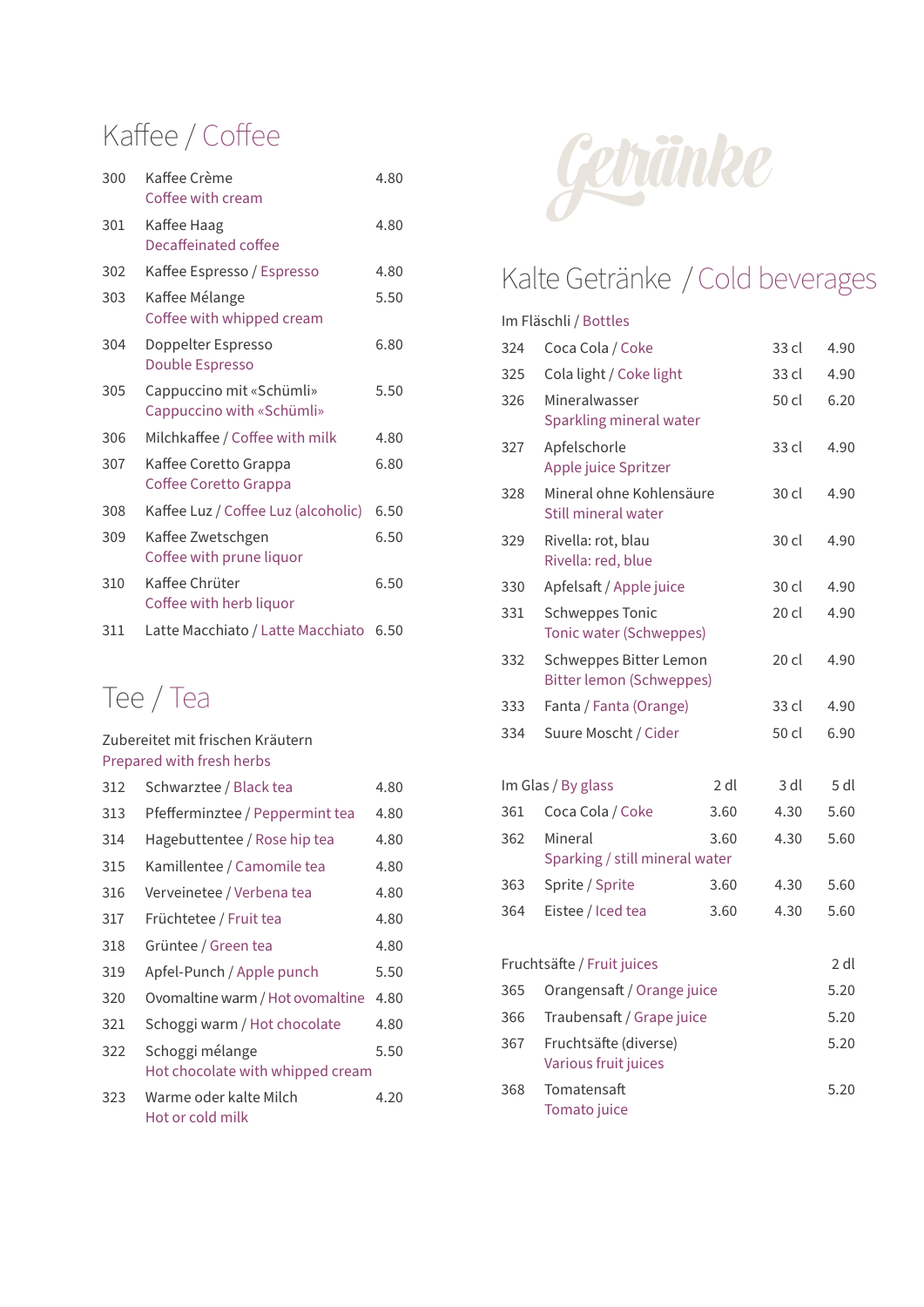# Getränke

## Kaffee / Coffee

| Nr. | Getränk | Preis |
|---|---|---|
| 300 | Kaffee Crème<br>Coffee with cream | 4.80 |
| 301 | Kaffee Haag<br>Decaffeinated coffee | 4.80 |
| 302 | Kaffee Espresso / Espresso | 4.80 |
| 303 | Kaffee Mélange<br>Coffee with whipped cream | 5.50 |
| 304 | Doppelter Espresso<br>Double Espresso | 6.80 |
| 305 | Cappuccino mit «Schümli»<br>Cappuccino with «Schümli» | 5.50 |
| 306 | Milchkaffee / Coffee with milk | 4.80 |
| 307 | Kaffee Coretto Grappa<br>Coffee Coretto Grappa | 6.80 |
| 308 | Kaffee Luz / Coffee Luz (alcoholic) | 6.50 |
| 309 | Kaffee Zwetschgen<br>Coffee with prune liquor | 6.50 |
| 310 | Kaffee Chrüter<br>Coffee with herb liquor | 6.50 |
| 311 | Latte Macchiato / Latte Macchiato | 6.50 |

## Tee / Tea

Zubereitet mit frischen Kräutern
Prepared with fresh herbs

| Nr. | Getränk | Preis |
|---|---|---|
| 312 | Schwarztee / Black tea | 4.80 |
| 313 | Pfefferminztee / Peppermint tea | 4.80 |
| 314 | Hagebuttentee / Rose hip tea | 4.80 |
| 315 | Kamillentee / Camomile tea | 4.80 |
| 316 | Verveinetee / Verbena tea | 4.80 |
| 317 | Früchtetee / Fruit tea | 4.80 |
| 318 | Grüntee / Green tea | 4.80 |
| 319 | Apfel-Punch / Apple punch | 5.50 |
| 320 | Ovomaltine warm / Hot ovomaltine | 4.80 |
| 321 | Schoggi warm / Hot chocolate | 4.80 |
| 322 | Schoggi mélange<br>Hot chocolate with whipped cream | 5.50 |
| 323 | Warme oder kalte Milch<br>Hot or cold milk | 4.20 |

## Kalte Getränke / Cold beverages

Im Fläschli / Bottles

| Nr. | Getränk | Menge | Preis |
|---|---|---|---|
| 324 | Coca Cola / Coke | 33 cl | 4.90 |
| 325 | Cola light / Coke light | 33 cl | 4.90 |
| 326 | Mineralwasser<br>Sparkling mineral water | 50 cl | 6.20 |
| 327 | Apfelschorle<br>Apple juice Spritzer | 33 cl | 4.90 |
| 328 | Mineral ohne Kohlensäure<br>Still mineral water | 30 cl | 4.90 |
| 329 | Rivella: rot, blau<br>Rivella: red, blue | 30 cl | 4.90 |
| 330 | Apfelsaft / Apple juice | 30 cl | 4.90 |
| 331 | Schweppes Tonic<br>Tonic water (Schweppes) | 20 cl | 4.90 |
| 332 | Schweppes Bitter Lemon<br>Bitter lemon (Schweppes) | 20 cl | 4.90 |
| 333 | Fanta / Fanta (Orange) | 33 cl | 4.90 |
| 334 | Suure Moscht / Cider | 50 cl | 6.90 |

| Nr. | Im Glas / By glass | 2 dl | 3 dl | 5 dl |
|---|---|---|---|---|
| 361 | Coca Cola / Coke | 3.60 | 4.30 | 5.60 |
| 362 | Mineral<br>Sparking / still mineral water | 3.60 | 4.30 | 5.60 |
| 363 | Sprite / Sprite | 3.60 | 4.30 | 5.60 |
| 364 | Eistee / Iced tea | 3.60 | 4.30 | 5.60 |

| Nr. | Fruchtsäfte / Fruit juices | 2 dl |
|---|---|---|
| 365 | Orangensaft / Orange juice | 5.20 |
| 366 | Traubensaft / Grape juice | 5.20 |
| 367 | Fruchtsäfte (diverse)<br>Various fruit juices | 5.20 |
| 368 | Tomatensaft<br>Tomato juice | 5.20 |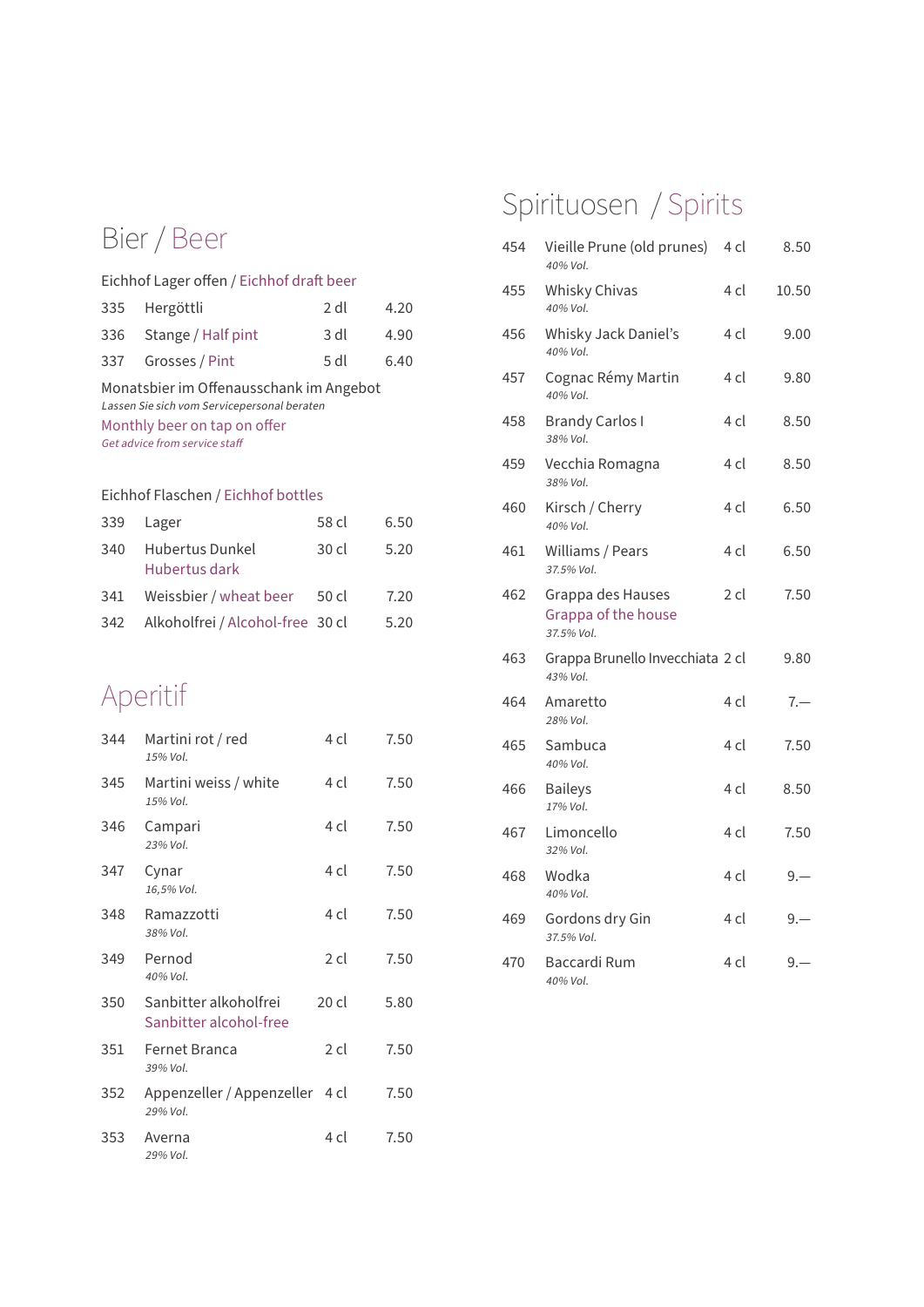# Bier / Beer

Eichhof Lager offen / Eichhof draft beer

| | | | |
|---|---|---|---|
| 335 | Hergöttli | 2 dl | 4.20 |
| 336 | Stange / Half pint | 3 dl | 4.90 |
| 337 | Grosses / Pint | 5 dl | 6.40 |

Monatsbier im Offenausschank im Angebot
*Lassen Sie sich vom Servicepersonal beraten*

Monthly beer on tap on offer
*Get advice from service staff*

Eichhof Flaschen / Eichhof bottles

| | | | |
|---|---|---|---|
| 339 | Lager | 58 cl | 6.50 |
| 340 | Hubertus Dunkel<br>Hubertus dark | 30 cl | 5.20 |
| 341 | Weissbier / wheat beer | 50 cl | 7.20 |
| 342 | Alkoholfrei / Alcohol-free | 30 cl | 5.20 |

# Aperitif

| | | | |
|---|---|---|---|
| 344 | Martini rot / red<br>*15% Vol.* | 4 cl | 7.50 |
| 345 | Martini weiss / white<br>*15% Vol.* | 4 cl | 7.50 |
| 346 | Campari<br>*23% Vol.* | 4 cl | 7.50 |
| 347 | Cynar<br>*16,5% Vol.* | 4 cl | 7.50 |
| 348 | Ramazzotti<br>*38% Vol.* | 4 cl | 7.50 |
| 349 | Pernod<br>*40% Vol.* | 2 cl | 7.50 |
| 350 | Sanbitter alkoholfrei<br>Sanbitter alcohol-free | 20 cl | 5.80 |
| 351 | Fernet Branca<br>*39% Vol.* | 2 cl | 7.50 |
| 352 | Appenzeller / Appenzeller<br>*29% Vol.* | 4 cl | 7.50 |
| 353 | Averna<br>*29% Vol.* | 4 cl | 7.50 |

# Spirituosen / Spirits

| | | | |
|---|---|---|---|
| 454 | Vieille Prune (old prunes)<br>*40% Vol.* | 4 cl | 8.50 |
| 455 | Whisky Chivas<br>*40% Vol.* | 4 cl | 10.50 |
| 456 | Whisky Jack Daniel's<br>*40% Vol.* | 4 cl | 9.00 |
| 457 | Cognac Rémy Martin<br>*40% Vol.* | 4 cl | 9.80 |
| 458 | Brandy Carlos I<br>*38% Vol.* | 4 cl | 8.50 |
| 459 | Vecchia Romagna<br>*38% Vol.* | 4 cl | 8.50 |
| 460 | Kirsch / Cherry<br>*40% Vol.* | 4 cl | 6.50 |
| 461 | Williams / Pears<br>*37.5% Vol.* | 4 cl | 6.50 |
| 462 | Grappa des Hauses<br>Grappa of the house<br>*37.5% Vol.* | 2 cl | 7.50 |
| 463 | Grappa Brunello Invecchiata<br>*43% Vol.* | 2 cl | 9.80 |
| 464 | Amaretto<br>*28% Vol.* | 4 cl | 7.— |
| 465 | Sambuca<br>*40% Vol.* | 4 cl | 7.50 |
| 466 | Baileys<br>*17% Vol.* | 4 cl | 8.50 |
| 467 | Limoncello<br>*32% Vol.* | 4 cl | 7.50 |
| 468 | Wodka<br>*40% Vol.* | 4 cl | 9.— |
| 469 | Gordons dry Gin<br>*37.5% Vol.* | 4 cl | 9.— |
| 470 | Baccardi Rum<br>*40% Vol.* | 4 cl | 9.— |